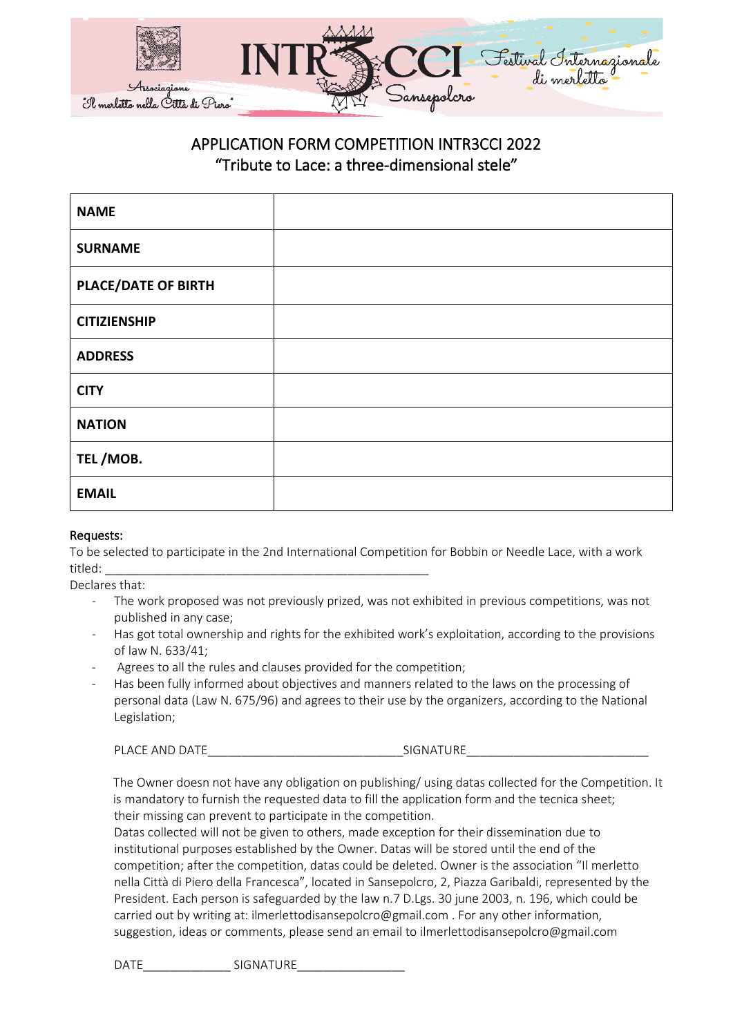# APPLICATION FORM COMPETITION INTR3CCI 2022

## "Tribute to Lace: a three-dimensional stele"

| | |
|---|---|
| **NAME** | |
| **SURNAME** | |
| **PLACE/DATE OF BIRTH** | |
| **CITIZIENSHIP** | |
| **ADDRESS** | |
| **CITY** | |
| **NATION** | |
| **TEL /MOB.** | |
| **EMAIL** | |

Requests:

To be selected to participate in the 2nd International Competition for Bobbin or Needle Lace, with a work titled: ________________________________________________

Declares that:

- The work proposed was not previously prized, was not exhibited in previous competitions, was not published in any case;
- Has got total ownership and rights for the exhibited work's exploitation, according to the provisions of law N. 633/41;
- Agrees to all the rules and clauses provided for the competition;
- Has been fully informed about objectives and manners related to the laws on the processing of personal data (Law N. 675/96) and agrees to their use by the organizers, according to the National Legislation;

PLACE AND DATE_____________________________SIGNATURE___________________________

The Owner doesn not have any obligation on publishing/ using datas collected for the Competition. It is mandatory to furnish the requested data to fill the application form and the tecnica sheet; their missing can prevent to participate in the competition.

Datas collected will not be given to others, made exception for their dissemination due to institutional purposes established by the Owner. Datas will be stored until the end of the competition; after the competition, datas could be deleted. Owner is the association "Il merletto nella Città di Piero della Francesca", located in Sansepolcro, 2, Piazza Garibaldi, represented by the President. Each person is safeguarded by the law n.7 D.Lgs. 30 june 2003, n. 196, which could be carried out by writing at: ilmerlettodisansepolcro@gmail.com . For any other information, suggestion, ideas or comments, please send an email to ilmerlettodisansepolcro@gmail.com

DATE_____________ SIGNATURE________________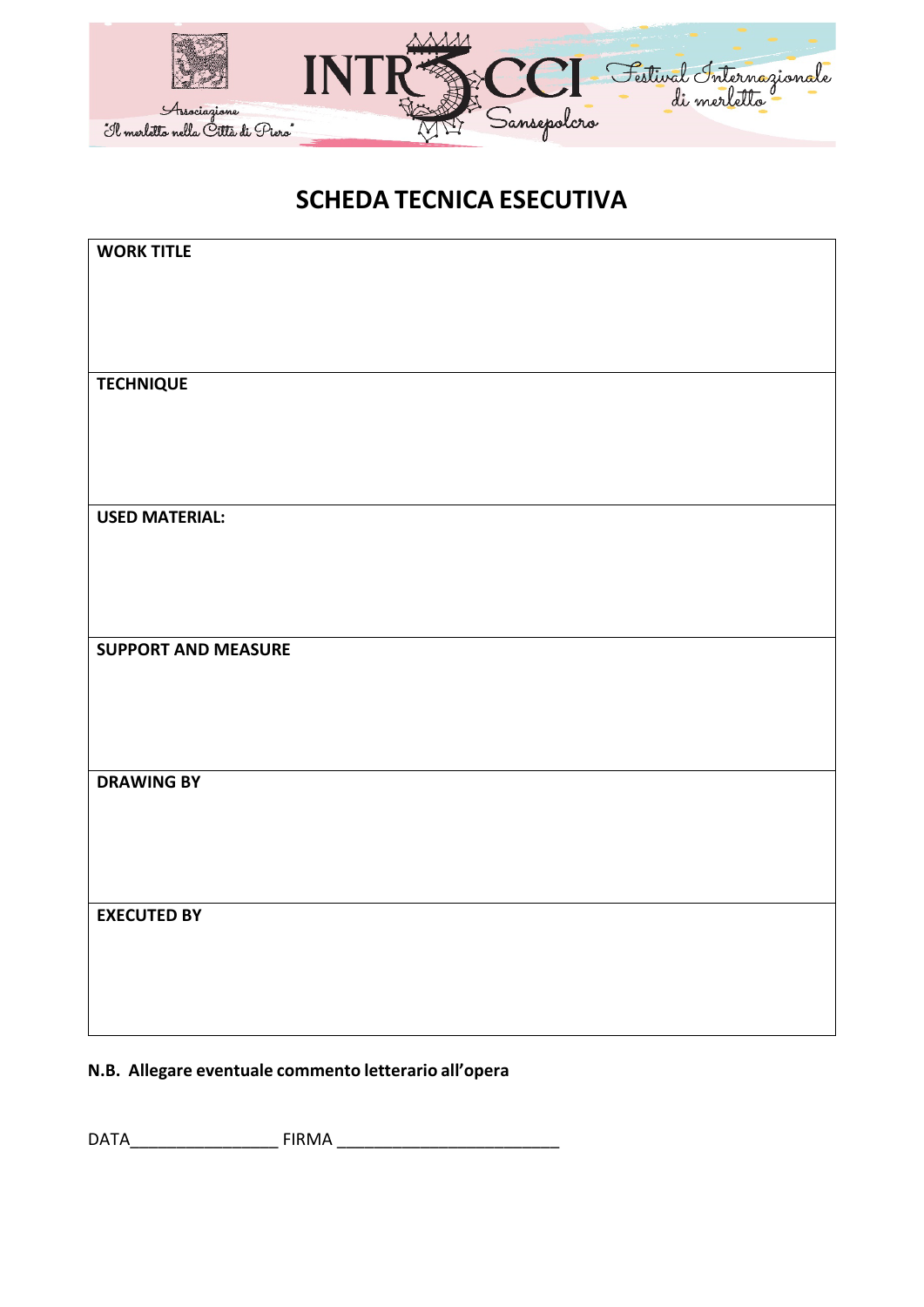Associazione
"Il merletto nella Città di Piero"

INTR3CCI Sansepolcro

Festival Internazionale di merletto

# SCHEDA TECNICA ESECUTIVA

| |
|---|
| **WORK TITLE** |
| **TECHNIQUE** |
| **USED MATERIAL:** |
| **SUPPORT AND MEASURE** |
| **DRAWING BY** |
| **EXECUTED BY** |

**N.B. Allegare eventuale commento letterario all'opera**

DATA________________ FIRMA ________________________